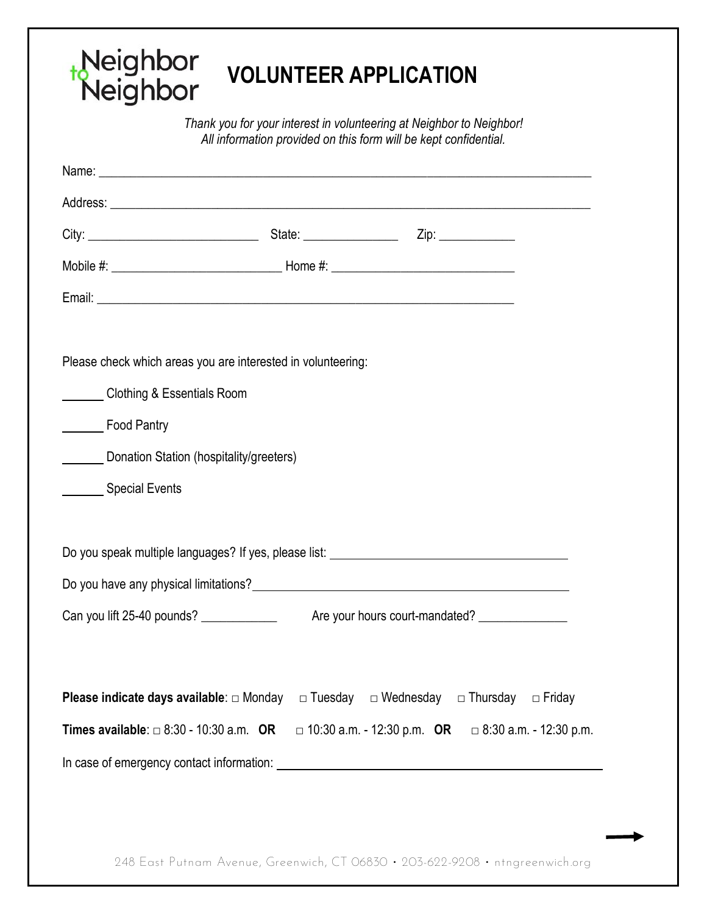Neighbor to Neighbor

# VOLUNTEER APPLICATION

*Thank you for your interest in volunteering at Neighbor to Neighbor!*
*All information provided on this form will be kept confidential.*

Name: ______________________________________________________________________________

Address: ____________________________________________________________________________

City: ___________________________ State: _______________ Zip: ____________

Mobile #: ___________________________ Home #: ____________________________

Email: ____________________________________________________________________

Please check which areas you are interested in volunteering:

______ Clothing & Essentials Room

______ Food Pantry

______ Donation Station (hospitality/greeters)

______ Special Events

Do you speak multiple languages? If yes, please list: ____________________________________

Do you have any physical limitations? ___________________________________________________

Can you lift 25-40 pounds? ____________ Are your hours court-mandated? ______________

**Please indicate days available**: □ Monday □ Tuesday □ Wednesday □ Thursday □ Friday

**Times available**: □ 8:30 - 10:30 a.m. **OR** □ 10:30 a.m. - 12:30 p.m. **OR** □ 8:30 a.m. - 12:30 p.m.

In case of emergency contact information: __________________________________________________

248 East Putnam Avenue, Greenwich, CT 06830 • 203-622-9208 • ntngreenwich.org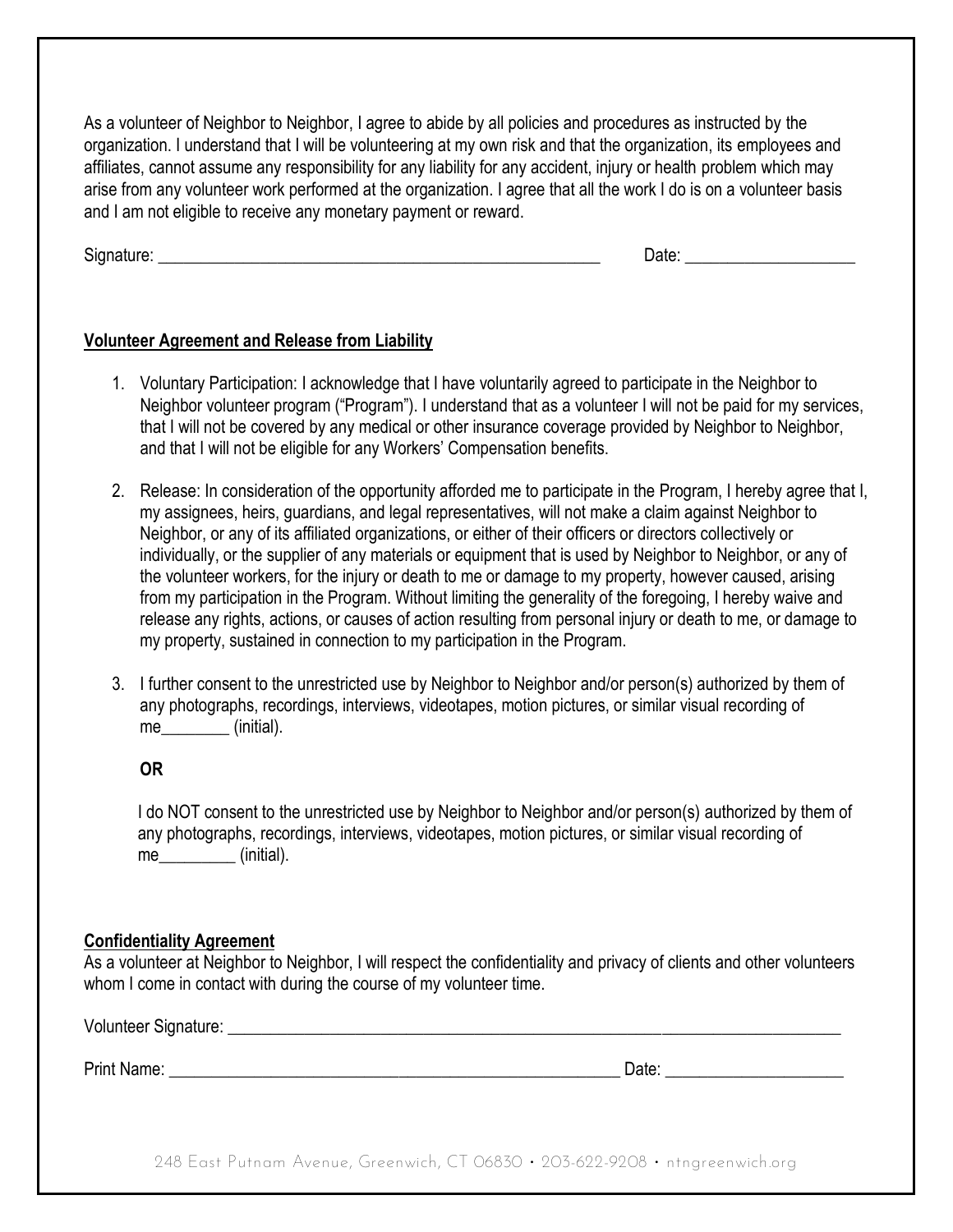As a volunteer of Neighbor to Neighbor, I agree to abide by all policies and procedures as instructed by the organization. I understand that I will be volunteering at my own risk and that the organization, its employees and affiliates, cannot assume any responsibility for any liability for any accident, injury or health problem which may arise from any volunteer work performed at the organization. I agree that all the work I do is on a volunteer basis and I am not eligible to receive any monetary payment or reward.

Signature: ____________________________________________________ Date: ___________________

**Volunteer Agreement and Release from Liability**

1. Voluntary Participation: I acknowledge that I have voluntarily agreed to participate in the Neighbor to Neighbor volunteer program ("Program"). I understand that as a volunteer I will not be paid for my services, that I will not be covered by any medical or other insurance coverage provided by Neighbor to Neighbor, and that I will not be eligible for any Workers' Compensation benefits.

2. Release: In consideration of the opportunity afforded me to participate in the Program, I hereby agree that I, my assignees, heirs, guardians, and legal representatives, will not make a claim against Neighbor to Neighbor, or any of its affiliated organizations, or either of their officers or directors collectively or individually, or the supplier of any materials or equipment that is used by Neighbor to Neighbor, or any of the volunteer workers, for the injury or death to me or damage to my property, however caused, arising from my participation in the Program. Without limiting the generality of the foregoing, I hereby waive and release any rights, actions, or causes of action resulting from personal injury or death to me, or damage to my property, sustained in connection to my participation in the Program.

3. I further consent to the unrestricted use by Neighbor to Neighbor and/or person(s) authorized by them of any photographs, recordings, interviews, videotapes, motion pictures, or similar visual recording of me________ (initial).

   **OR**

   I do NOT consent to the unrestricted use by Neighbor to Neighbor and/or person(s) authorized by them of any photographs, recordings, interviews, videotapes, motion pictures, or similar visual recording of me_________ (initial).

**Confidentiality Agreement**

As a volunteer at Neighbor to Neighbor, I will respect the confidentiality and privacy of clients and other volunteers whom I come in contact with during the course of my volunteer time.

Volunteer Signature: ___________________________________________________________________________

Print Name: _____________________________________________________ Date: ____________________

248 East Putnam Avenue, Greenwich, CT 06830 • 203-622-9208 • ntngreenwich.org